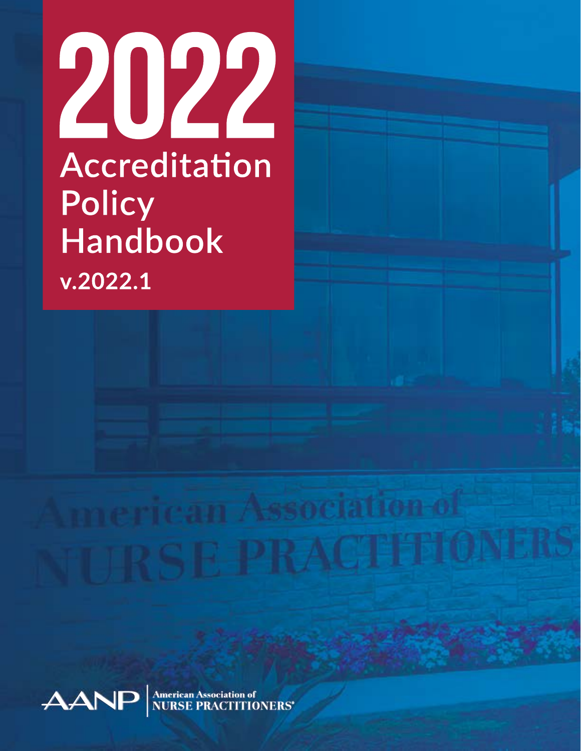# 2022

# Accreditation Policy Handbook

**v.2022.1**

AANP | American Association of NURSE PRACTITIONERS®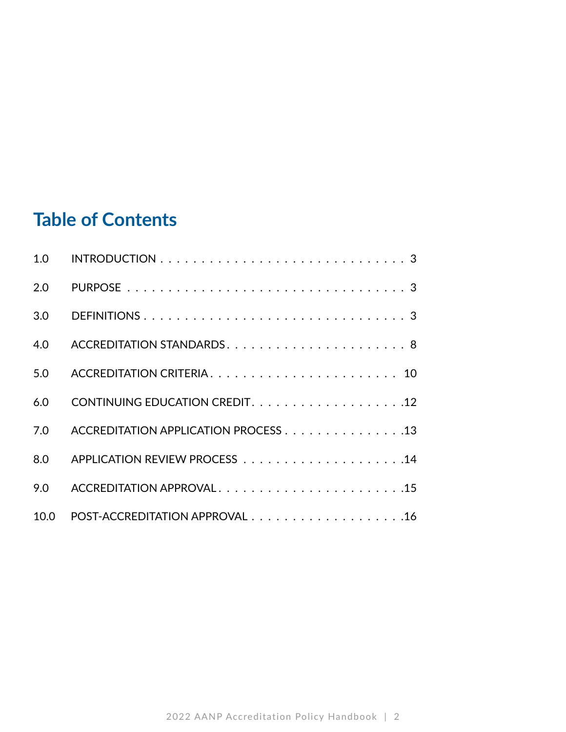## Table of Contents

| | | |
|---|---|---|
| 1.0 | INTRODUCTION | 3 |
| 2.0 | PURPOSE | 3 |
| 3.0 | DEFINITIONS | 3 |
| 4.0 | ACCREDITATION STANDARDS | 8 |
| 5.0 | ACCREDITATION CRITERIA | 10 |
| 6.0 | CONTINUING EDUCATION CREDIT | 12 |
| 7.0 | ACCREDITATION APPLICATION PROCESS | 13 |
| 8.0 | APPLICATION REVIEW PROCESS | 14 |
| 9.0 | ACCREDITATION APPROVAL | 15 |
| 10.0 | POST-ACCREDITATION APPROVAL | 16 |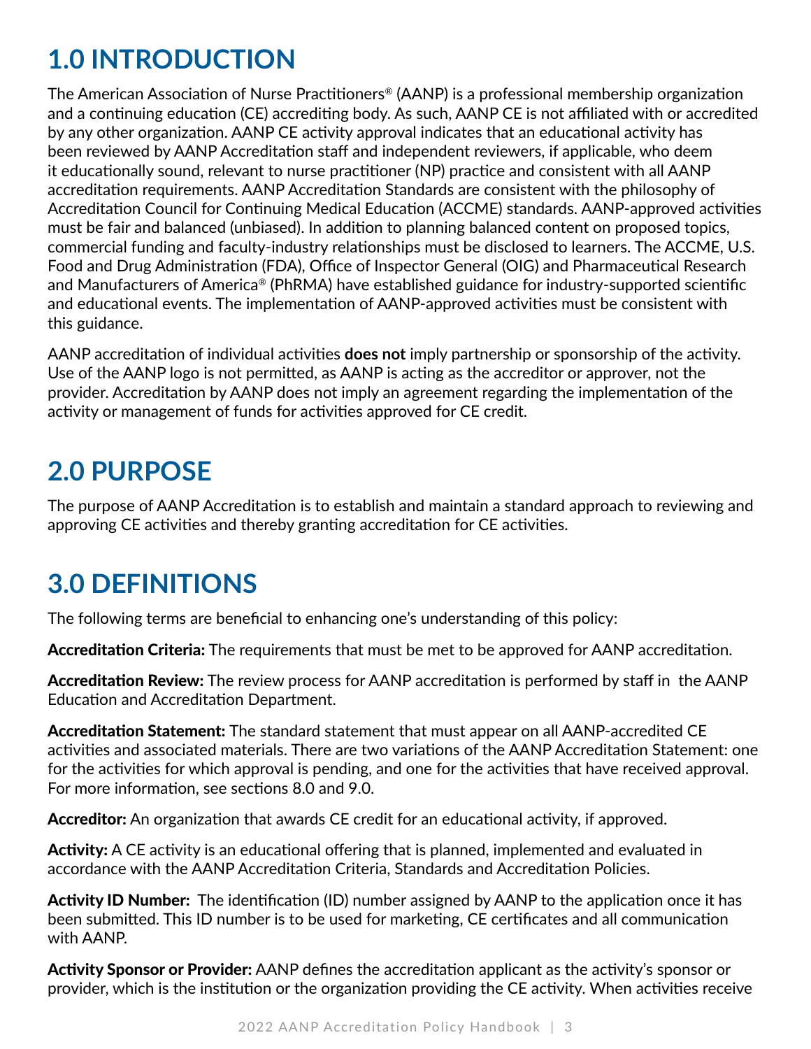# 1.0 INTRODUCTION

The American Association of Nurse Practitioners® (AANP) is a professional membership organization and a continuing education (CE) accrediting body. As such, AANP CE is not affiliated with or accredited by any other organization. AANP CE activity approval indicates that an educational activity has been reviewed by AANP Accreditation staff and independent reviewers, if applicable, who deem it educationally sound, relevant to nurse practitioner (NP) practice and consistent with all AANP accreditation requirements. AANP Accreditation Standards are consistent with the philosophy of Accreditation Council for Continuing Medical Education (ACCME) standards. AANP-approved activities must be fair and balanced (unbiased). In addition to planning balanced content on proposed topics, commercial funding and faculty-industry relationships must be disclosed to learners. The ACCME, U.S. Food and Drug Administration (FDA), Office of Inspector General (OIG) and Pharmaceutical Research and Manufacturers of America® (PhRMA) have established guidance for industry-supported scientific and educational events. The implementation of AANP-approved activities must be consistent with this guidance.

AANP accreditation of individual activities **does not** imply partnership or sponsorship of the activity. Use of the AANP logo is not permitted, as AANP is acting as the accreditor or approver, not the provider. Accreditation by AANP does not imply an agreement regarding the implementation of the activity or management of funds for activities approved for CE credit.

# 2.0 PURPOSE

The purpose of AANP Accreditation is to establish and maintain a standard approach to reviewing and approving CE activities and thereby granting accreditation for CE activities.

# 3.0 DEFINITIONS

The following terms are beneficial to enhancing one's understanding of this policy:

**Accreditation Criteria:** The requirements that must be met to be approved for AANP accreditation.

**Accreditation Review:** The review process for AANP accreditation is performed by staff in the AANP Education and Accreditation Department.

**Accreditation Statement:** The standard statement that must appear on all AANP-accredited CE activities and associated materials. There are two variations of the AANP Accreditation Statement: one for the activities for which approval is pending, and one for the activities that have received approval. For more information, see sections 8.0 and 9.0.

**Accreditor:** An organization that awards CE credit for an educational activity, if approved.

**Activity:** A CE activity is an educational offering that is planned, implemented and evaluated in accordance with the AANP Accreditation Criteria, Standards and Accreditation Policies.

**Activity ID Number:** The identification (ID) number assigned by AANP to the application once it has been submitted. This ID number is to be used for marketing, CE certificates and all communication with AANP.

**Activity Sponsor or Provider:** AANP defines the accreditation applicant as the activity's sponsor or provider, which is the institution or the organization providing the CE activity. When activities receive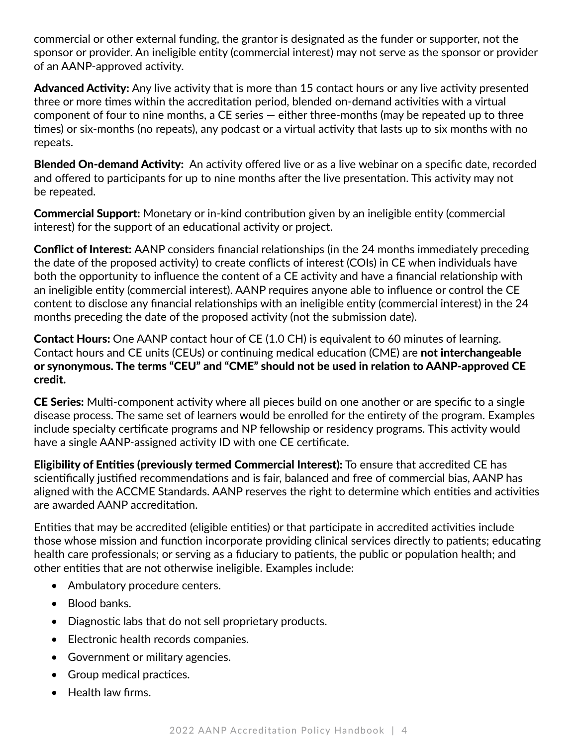commercial or other external funding, the grantor is designated as the funder or supporter, not the sponsor or provider. An ineligible entity (commercial interest) may not serve as the sponsor or provider of an AANP-approved activity.

**Advanced Activity:** Any live activity that is more than 15 contact hours or any live activity presented three or more times within the accreditation period, blended on-demand activities with a virtual component of four to nine months, a CE series — either three-months (may be repeated up to three times) or six-months (no repeats), any podcast or a virtual activity that lasts up to six months with no repeats.

**Blended On-demand Activity:** An activity offered live or as a live webinar on a specific date, recorded and offered to participants for up to nine months after the live presentation. This activity may not be repeated.

**Commercial Support:** Monetary or in-kind contribution given by an ineligible entity (commercial interest) for the support of an educational activity or project.

**Conflict of Interest:** AANP considers financial relationships (in the 24 months immediately preceding the date of the proposed activity) to create conflicts of interest (COIs) in CE when individuals have both the opportunity to influence the content of a CE activity and have a financial relationship with an ineligible entity (commercial interest). AANP requires anyone able to influence or control the CE content to disclose any financial relationships with an ineligible entity (commercial interest) in the 24 months preceding the date of the proposed activity (not the submission date).

**Contact Hours:** One AANP contact hour of CE (1.0 CH) is equivalent to 60 minutes of learning. Contact hours and CE units (CEUs) or continuing medical education (CME) are **not interchangeable or synonymous. The terms "CEU" and "CME" should not be used in relation to AANP-approved CE credit.**

**CE Series:** Multi-component activity where all pieces build on one another or are specific to a single disease process. The same set of learners would be enrolled for the entirety of the program. Examples include specialty certificate programs and NP fellowship or residency programs. This activity would have a single AANP-assigned activity ID with one CE certificate.

**Eligibility of Entities (previously termed Commercial Interest):** To ensure that accredited CE has scientifically justified recommendations and is fair, balanced and free of commercial bias, AANP has aligned with the ACCME Standards. AANP reserves the right to determine which entities and activities are awarded AANP accreditation.

Entities that may be accredited (eligible entities) or that participate in accredited activities include those whose mission and function incorporate providing clinical services directly to patients; educating health care professionals; or serving as a fiduciary to patients, the public or population health; and other entities that are not otherwise ineligible. Examples include:

- Ambulatory procedure centers.
- Blood banks.
- Diagnostic labs that do not sell proprietary products.
- Electronic health records companies.
- Government or military agencies.
- Group medical practices.
- Health law firms.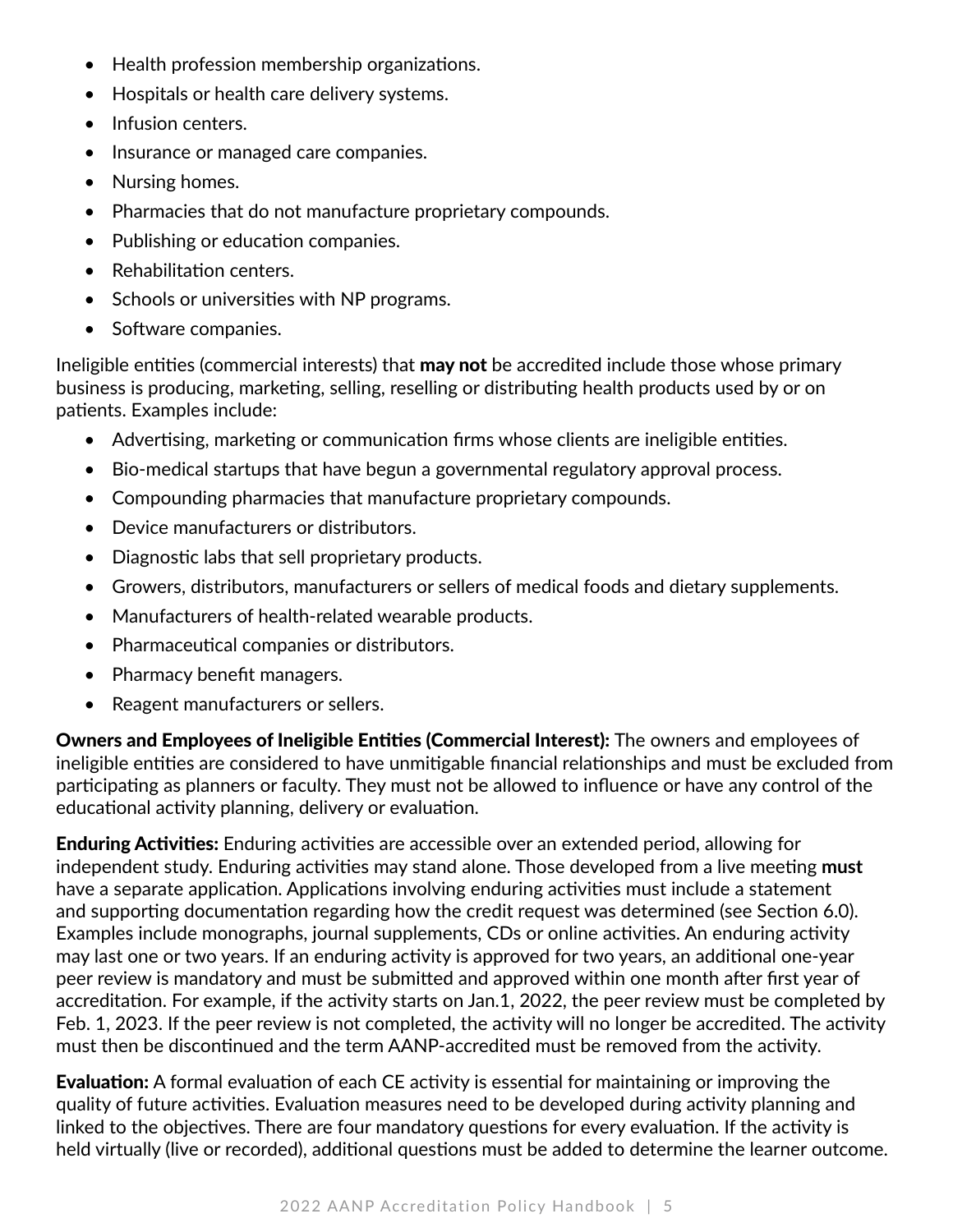- Health profession membership organizations.
- Hospitals or health care delivery systems.
- Infusion centers.
- Insurance or managed care companies.
- Nursing homes.
- Pharmacies that do not manufacture proprietary compounds.
- Publishing or education companies.
- Rehabilitation centers.
- Schools or universities with NP programs.
- Software companies.

Ineligible entities (commercial interests) that **may not** be accredited include those whose primary business is producing, marketing, selling, reselling or distributing health products used by or on patients. Examples include:

- Advertising, marketing or communication firms whose clients are ineligible entities.
- Bio-medical startups that have begun a governmental regulatory approval process.
- Compounding pharmacies that manufacture proprietary compounds.
- Device manufacturers or distributors.
- Diagnostic labs that sell proprietary products.
- Growers, distributors, manufacturers or sellers of medical foods and dietary supplements.
- Manufacturers of health-related wearable products.
- Pharmaceutical companies or distributors.
- Pharmacy benefit managers.
- Reagent manufacturers or sellers.

**Owners and Employees of Ineligible Entities (Commercial Interest):** The owners and employees of ineligible entities are considered to have unmitigable financial relationships and must be excluded from participating as planners or faculty. They must not be allowed to influence or have any control of the educational activity planning, delivery or evaluation.

**Enduring Activities:** Enduring activities are accessible over an extended period, allowing for independent study. Enduring activities may stand alone. Those developed from a live meeting **must** have a separate application. Applications involving enduring activities must include a statement and supporting documentation regarding how the credit request was determined (see Section 6.0). Examples include monographs, journal supplements, CDs or online activities. An enduring activity may last one or two years. If an enduring activity is approved for two years, an additional one-year peer review is mandatory and must be submitted and approved within one month after first year of accreditation. For example, if the activity starts on Jan.1, 2022, the peer review must be completed by Feb. 1, 2023. If the peer review is not completed, the activity will no longer be accredited. The activity must then be discontinued and the term AANP-accredited must be removed from the activity.

**Evaluation:** A formal evaluation of each CE activity is essential for maintaining or improving the quality of future activities. Evaluation measures need to be developed during activity planning and linked to the objectives. There are four mandatory questions for every evaluation. If the activity is held virtually (live or recorded), additional questions must be added to determine the learner outcome.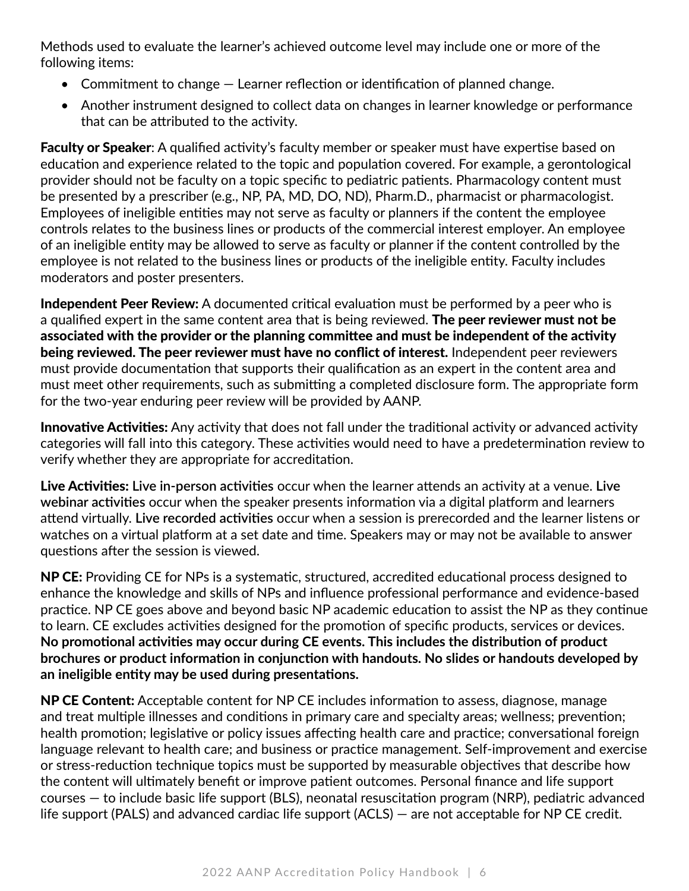Methods used to evaluate the learner's achieved outcome level may include one or more of the following items:

- Commitment to change — Learner reflection or identification of planned change.
- Another instrument designed to collect data on changes in learner knowledge or performance that can be attributed to the activity.

**Faculty or Speaker**: A qualified activity's faculty member or speaker must have expertise based on education and experience related to the topic and population covered. For example, a gerontological provider should not be faculty on a topic specific to pediatric patients. Pharmacology content must be presented by a prescriber (e.g., NP, PA, MD, DO, ND), Pharm.D., pharmacist or pharmacologist. Employees of ineligible entities may not serve as faculty or planners if the content the employee controls relates to the business lines or products of the commercial interest employer. An employee of an ineligible entity may be allowed to serve as faculty or planner if the content controlled by the employee is not related to the business lines or products of the ineligible entity. Faculty includes moderators and poster presenters.

**Independent Peer Review:** A documented critical evaluation must be performed by a peer who is a qualified expert in the same content area that is being reviewed. **The peer reviewer must not be associated with the provider or the planning committee and must be independent of the activity being reviewed. The peer reviewer must have no conflict of interest.** Independent peer reviewers must provide documentation that supports their qualification as an expert in the content area and must meet other requirements, such as submitting a completed disclosure form. The appropriate form for the two-year enduring peer review will be provided by AANP.

**Innovative Activities:** Any activity that does not fall under the traditional activity or advanced activity categories will fall into this category. These activities would need to have a predetermination review to verify whether they are appropriate for accreditation.

**Live Activities:** **Live in-person activities** occur when the learner attends an activity at a venue. **Live webinar activities** occur when the speaker presents information via a digital platform and learners attend virtually. **Live recorded activities** occur when a session is prerecorded and the learner listens or watches on a virtual platform at a set date and time. Speakers may or may not be available to answer questions after the session is viewed.

**NP CE:** Providing CE for NPs is a systematic, structured, accredited educational process designed to enhance the knowledge and skills of NPs and influence professional performance and evidence-based practice. NP CE goes above and beyond basic NP academic education to assist the NP as they continue to learn. CE excludes activities designed for the promotion of specific products, services or devices. **No promotional activities may occur during CE events. This includes the distribution of product brochures or product information in conjunction with handouts. No slides or handouts developed by an ineligible entity may be used during presentations.**

**NP CE Content:** Acceptable content for NP CE includes information to assess, diagnose, manage and treat multiple illnesses and conditions in primary care and specialty areas; wellness; prevention; health promotion; legislative or policy issues affecting health care and practice; conversational foreign language relevant to health care; and business or practice management. Self-improvement and exercise or stress-reduction technique topics must be supported by measurable objectives that describe how the content will ultimately benefit or improve patient outcomes. Personal finance and life support courses — to include basic life support (BLS), neonatal resuscitation program (NRP), pediatric advanced life support (PALS) and advanced cardiac life support (ACLS) — are not acceptable for NP CE credit.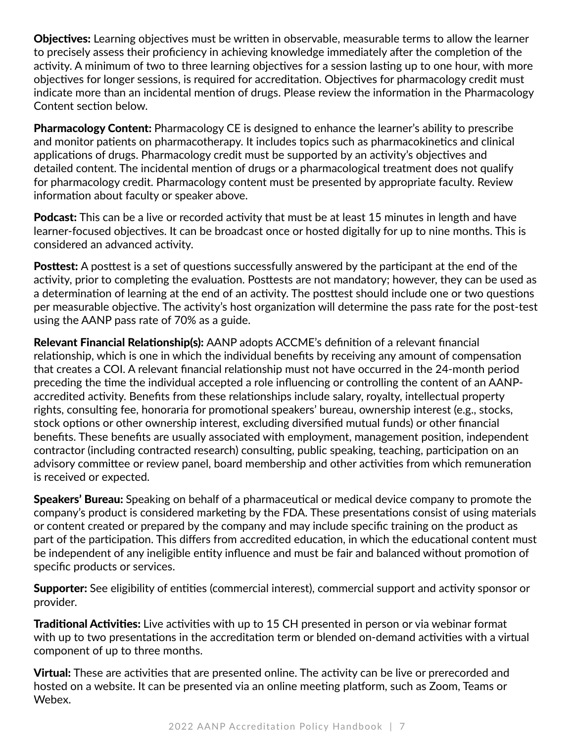**Objectives:** Learning objectives must be written in observable, measurable terms to allow the learner to precisely assess their proficiency in achieving knowledge immediately after the completion of the activity. A minimum of two to three learning objectives for a session lasting up to one hour, with more objectives for longer sessions, is required for accreditation. Objectives for pharmacology credit must indicate more than an incidental mention of drugs. Please review the information in the Pharmacology Content section below.

**Pharmacology Content:** Pharmacology CE is designed to enhance the learner's ability to prescribe and monitor patients on pharmacotherapy. It includes topics such as pharmacokinetics and clinical applications of drugs. Pharmacology credit must be supported by an activity's objectives and detailed content. The incidental mention of drugs or a pharmacological treatment does not qualify for pharmacology credit. Pharmacology content must be presented by appropriate faculty. Review information about faculty or speaker above.

**Podcast:** This can be a live or recorded activity that must be at least 15 minutes in length and have learner-focused objectives. It can be broadcast once or hosted digitally for up to nine months. This is considered an advanced activity.

**Posttest:** A posttest is a set of questions successfully answered by the participant at the end of the activity, prior to completing the evaluation. Posttests are not mandatory; however, they can be used as a determination of learning at the end of an activity. The posttest should include one or two questions per measurable objective. The activity's host organization will determine the pass rate for the post-test using the AANP pass rate of 70% as a guide.

**Relevant Financial Relationship(s):** AANP adopts ACCME's definition of a relevant financial relationship, which is one in which the individual benefits by receiving any amount of compensation that creates a COI. A relevant financial relationship must not have occurred in the 24-month period preceding the time the individual accepted a role influencing or controlling the content of an AANP-accredited activity. Benefits from these relationships include salary, royalty, intellectual property rights, consulting fee, honoraria for promotional speakers' bureau, ownership interest (e.g., stocks, stock options or other ownership interest, excluding diversified mutual funds) or other financial benefits. These benefits are usually associated with employment, management position, independent contractor (including contracted research) consulting, public speaking, teaching, participation on an advisory committee or review panel, board membership and other activities from which remuneration is received or expected.

**Speakers' Bureau:** Speaking on behalf of a pharmaceutical or medical device company to promote the company's product is considered marketing by the FDA. These presentations consist of using materials or content created or prepared by the company and may include specific training on the product as part of the participation. This differs from accredited education, in which the educational content must be independent of any ineligible entity influence and must be fair and balanced without promotion of specific products or services.

**Supporter:** See eligibility of entities (commercial interest), commercial support and activity sponsor or provider.

**Traditional Activities:** Live activities with up to 15 CH presented in person or via webinar format with up to two presentations in the accreditation term or blended on-demand activities with a virtual component of up to three months.

**Virtual:** These are activities that are presented online. The activity can be live or prerecorded and hosted on a website. It can be presented via an online meeting platform, such as Zoom, Teams or Webex.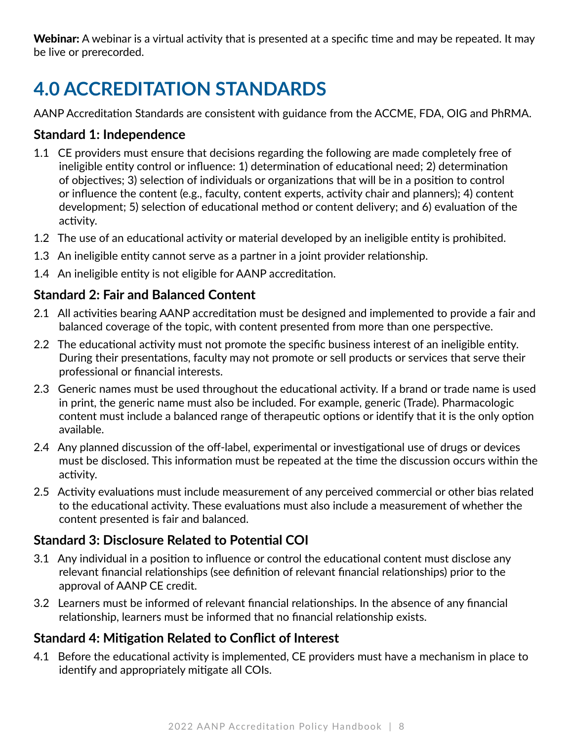**Webinar:** A webinar is a virtual activity that is presented at a specific time and may be repeated. It may be live or prerecorded.

# 4.0 ACCREDITATION STANDARDS

AANP Accreditation Standards are consistent with guidance from the ACCME, FDA, OIG and PhRMA.

### Standard 1: Independence

1.1 CE providers must ensure that decisions regarding the following are made completely free of ineligible entity control or influence: 1) determination of educational need; 2) determination of objectives; 3) selection of individuals or organizations that will be in a position to control or influence the content (e.g., faculty, content experts, activity chair and planners); 4) content development; 5) selection of educational method or content delivery; and 6) evaluation of the activity.

1.2 The use of an educational activity or material developed by an ineligible entity is prohibited.

1.3 An ineligible entity cannot serve as a partner in a joint provider relationship.

1.4 An ineligible entity is not eligible for AANP accreditation.

### Standard 2: Fair and Balanced Content

2.1 All activities bearing AANP accreditation must be designed and implemented to provide a fair and balanced coverage of the topic, with content presented from more than one perspective.

2.2 The educational activity must not promote the specific business interest of an ineligible entity. During their presentations, faculty may not promote or sell products or services that serve their professional or financial interests.

2.3 Generic names must be used throughout the educational activity. If a brand or trade name is used in print, the generic name must also be included. For example, generic (Trade). Pharmacologic content must include a balanced range of therapeutic options or identify that it is the only option available.

2.4 Any planned discussion of the off-label, experimental or investigational use of drugs or devices must be disclosed. This information must be repeated at the time the discussion occurs within the activity.

2.5 Activity evaluations must include measurement of any perceived commercial or other bias related to the educational activity. These evaluations must also include a measurement of whether the content presented is fair and balanced.

### Standard 3: Disclosure Related to Potential COI

3.1 Any individual in a position to influence or control the educational content must disclose any relevant financial relationships (see definition of relevant financial relationships) prior to the approval of AANP CE credit.

3.2 Learners must be informed of relevant financial relationships. In the absence of any financial relationship, learners must be informed that no financial relationship exists.

### Standard 4: Mitigation Related to Conflict of Interest

4.1 Before the educational activity is implemented, CE providers must have a mechanism in place to identify and appropriately mitigate all COIs.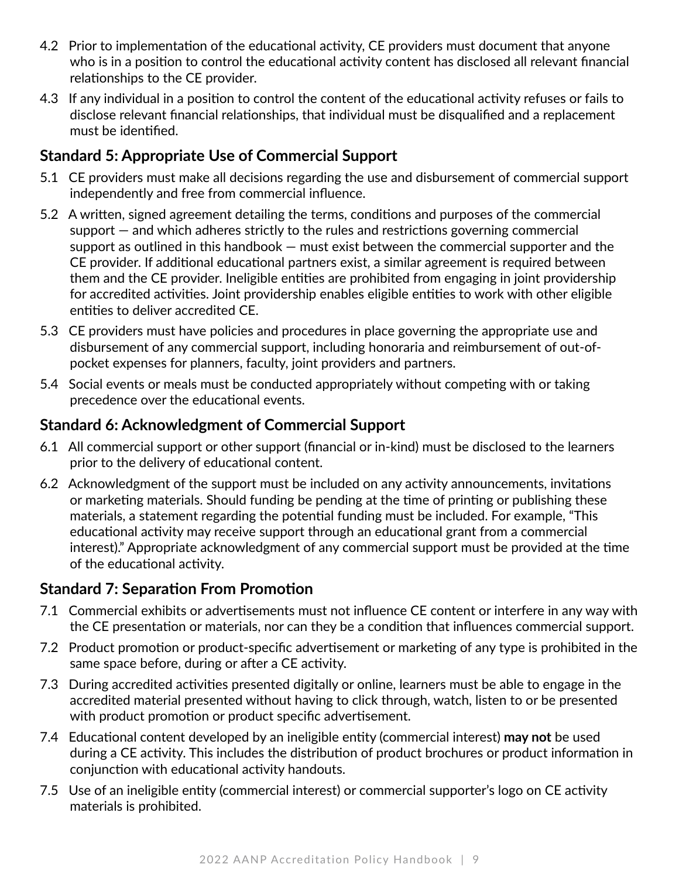4.2 Prior to implementation of the educational activity, CE providers must document that anyone who is in a position to control the educational activity content has disclosed all relevant financial relationships to the CE provider.

4.3 If any individual in a position to control the content of the educational activity refuses or fails to disclose relevant financial relationships, that individual must be disqualified and a replacement must be identified.

### Standard 5: Appropriate Use of Commercial Support

5.1 CE providers must make all decisions regarding the use and disbursement of commercial support independently and free from commercial influence.

5.2 A written, signed agreement detailing the terms, conditions and purposes of the commercial support — and which adheres strictly to the rules and restrictions governing commercial support as outlined in this handbook — must exist between the commercial supporter and the CE provider. If additional educational partners exist, a similar agreement is required between them and the CE provider. Ineligible entities are prohibited from engaging in joint providership for accredited activities. Joint providership enables eligible entities to work with other eligible entities to deliver accredited CE.

5.3 CE providers must have policies and procedures in place governing the appropriate use and disbursement of any commercial support, including honoraria and reimbursement of out-of-pocket expenses for planners, faculty, joint providers and partners.

5.4 Social events or meals must be conducted appropriately without competing with or taking precedence over the educational events.

### Standard 6: Acknowledgment of Commercial Support

6.1 All commercial support or other support (financial or in-kind) must be disclosed to the learners prior to the delivery of educational content.

6.2 Acknowledgment of the support must be included on any activity announcements, invitations or marketing materials. Should funding be pending at the time of printing or publishing these materials, a statement regarding the potential funding must be included. For example, "This educational activity may receive support through an educational grant from a commercial interest)." Appropriate acknowledgment of any commercial support must be provided at the time of the educational activity.

### Standard 7: Separation From Promotion

7.1 Commercial exhibits or advertisements must not influence CE content or interfere in any way with the CE presentation or materials, nor can they be a condition that influences commercial support.

7.2 Product promotion or product-specific advertisement or marketing of any type is prohibited in the same space before, during or after a CE activity.

7.3 During accredited activities presented digitally or online, learners must be able to engage in the accredited material presented without having to click through, watch, listen to or be presented with product promotion or product specific advertisement.

7.4 Educational content developed by an ineligible entity (commercial interest) **may not** be used during a CE activity. This includes the distribution of product brochures or product information in conjunction with educational activity handouts.

7.5 Use of an ineligible entity (commercial interest) or commercial supporter's logo on CE activity materials is prohibited.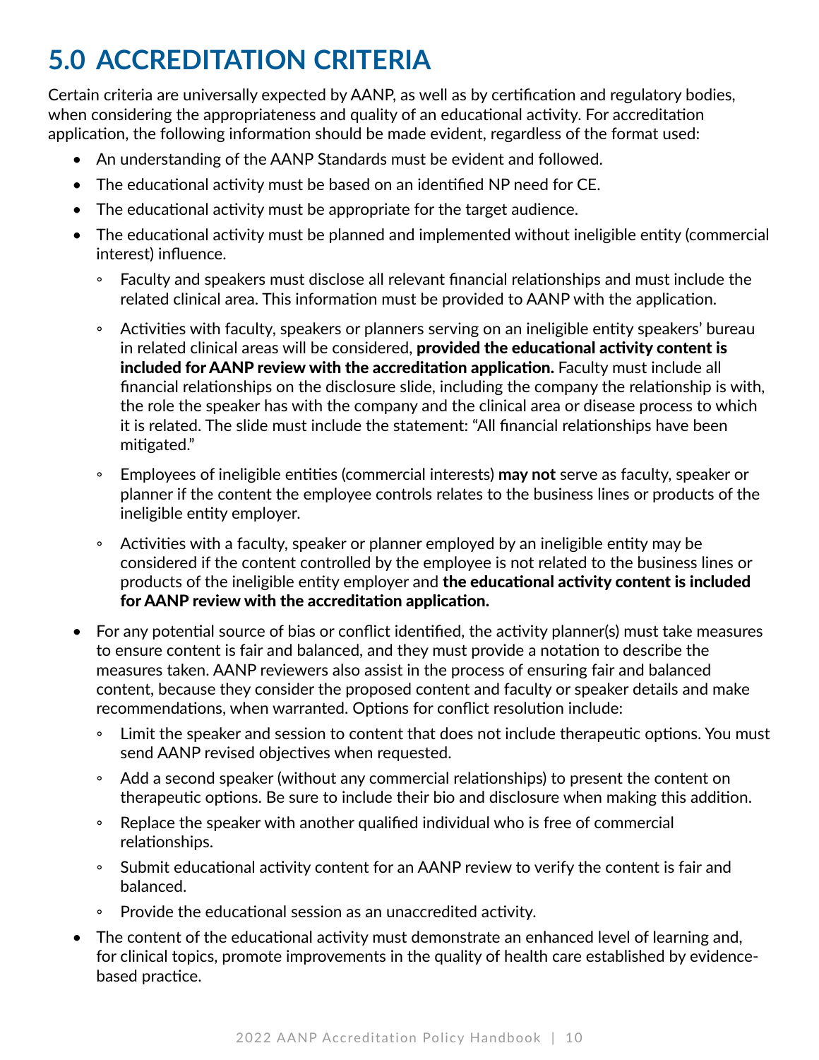# 5.0 ACCREDITATION CRITERIA

Certain criteria are universally expected by AANP, as well as by certification and regulatory bodies, when considering the appropriateness and quality of an educational activity. For accreditation application, the following information should be made evident, regardless of the format used:

- An understanding of the AANP Standards must be evident and followed.
- The educational activity must be based on an identified NP need for CE.
- The educational activity must be appropriate for the target audience.
- The educational activity must be planned and implemented without ineligible entity (commercial interest) influence.
  - Faculty and speakers must disclose all relevant financial relationships and must include the related clinical area. This information must be provided to AANP with the application.
  - Activities with faculty, speakers or planners serving on an ineligible entity speakers' bureau in related clinical areas will be considered, **provided the educational activity content is included for AANP review with the accreditation application.** Faculty must include all financial relationships on the disclosure slide, including the company the relationship is with, the role the speaker has with the company and the clinical area or disease process to which it is related. The slide must include the statement: "All financial relationships have been mitigated."
  - Employees of ineligible entities (commercial interests) **may not** serve as faculty, speaker or planner if the content the employee controls relates to the business lines or products of the ineligible entity employer.
  - Activities with a faculty, speaker or planner employed by an ineligible entity may be considered if the content controlled by the employee is not related to the business lines or products of the ineligible entity employer and **the educational activity content is included for AANP review with the accreditation application.**
- For any potential source of bias or conflict identified, the activity planner(s) must take measures to ensure content is fair and balanced, and they must provide a notation to describe the measures taken. AANP reviewers also assist in the process of ensuring fair and balanced content, because they consider the proposed content and faculty or speaker details and make recommendations, when warranted. Options for conflict resolution include:
  - Limit the speaker and session to content that does not include therapeutic options. You must send AANP revised objectives when requested.
  - Add a second speaker (without any commercial relationships) to present the content on therapeutic options. Be sure to include their bio and disclosure when making this addition.
  - Replace the speaker with another qualified individual who is free of commercial relationships.
  - Submit educational activity content for an AANP review to verify the content is fair and balanced.
  - Provide the educational session as an unaccredited activity.
- The content of the educational activity must demonstrate an enhanced level of learning and, for clinical topics, promote improvements in the quality of health care established by evidence-based practice.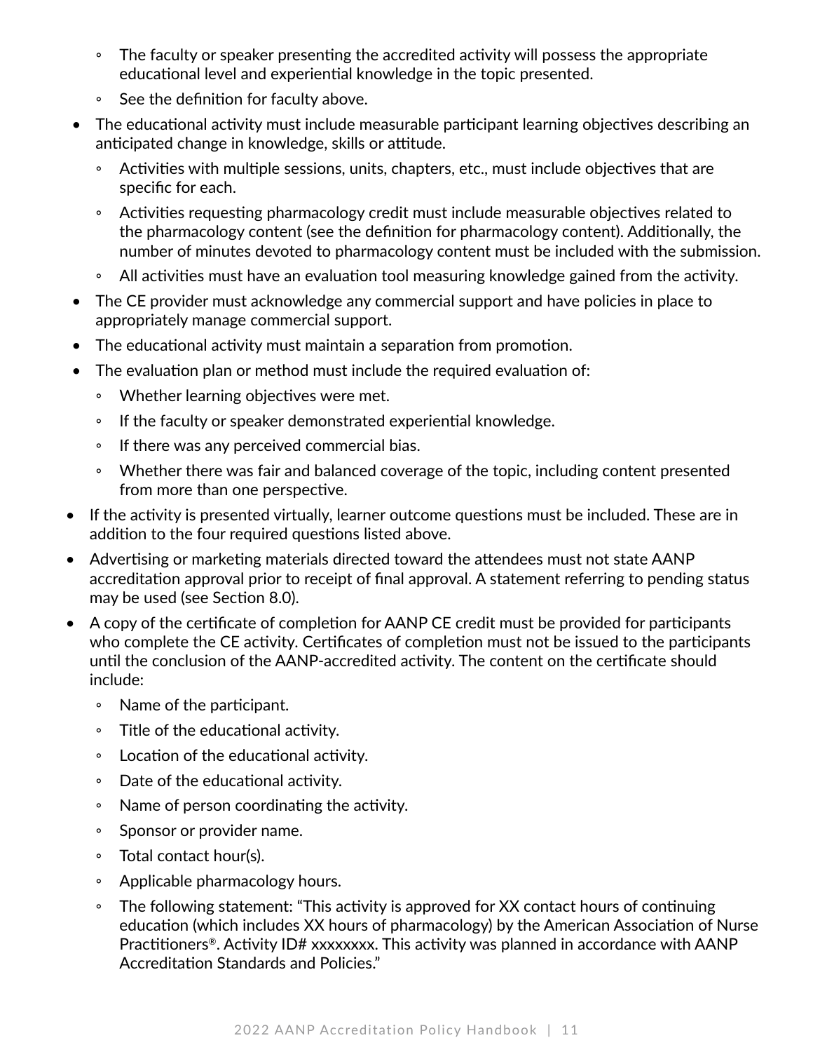- The faculty or speaker presenting the accredited activity will possess the appropriate educational level and experiential knowledge in the topic presented.
  - See the definition for faculty above.
- The educational activity must include measurable participant learning objectives describing an anticipated change in knowledge, skills or attitude.
  - Activities with multiple sessions, units, chapters, etc., must include objectives that are specific for each.
  - Activities requesting pharmacology credit must include measurable objectives related to the pharmacology content (see the definition for pharmacology content). Additionally, the number of minutes devoted to pharmacology content must be included with the submission.
  - All activities must have an evaluation tool measuring knowledge gained from the activity.
- The CE provider must acknowledge any commercial support and have policies in place to appropriately manage commercial support.
- The educational activity must maintain a separation from promotion.
- The evaluation plan or method must include the required evaluation of:
  - Whether learning objectives were met.
  - If the faculty or speaker demonstrated experiential knowledge.
  - If there was any perceived commercial bias.
  - Whether there was fair and balanced coverage of the topic, including content presented from more than one perspective.
- If the activity is presented virtually, learner outcome questions must be included. These are in addition to the four required questions listed above.
- Advertising or marketing materials directed toward the attendees must not state AANP accreditation approval prior to receipt of final approval. A statement referring to pending status may be used (see Section 8.0).
- A copy of the certificate of completion for AANP CE credit must be provided for participants who complete the CE activity. Certificates of completion must not be issued to the participants until the conclusion of the AANP-accredited activity. The content on the certificate should include:
  - Name of the participant.
  - Title of the educational activity.
  - Location of the educational activity.
  - Date of the educational activity.
  - Name of person coordinating the activity.
  - Sponsor or provider name.
  - Total contact hour(s).
  - Applicable pharmacology hours.
  - The following statement: "This activity is approved for XX contact hours of continuing education (which includes XX hours of pharmacology) by the American Association of Nurse Practitioners®. Activity ID# xxxxxxxx. This activity was planned in accordance with AANP Accreditation Standards and Policies."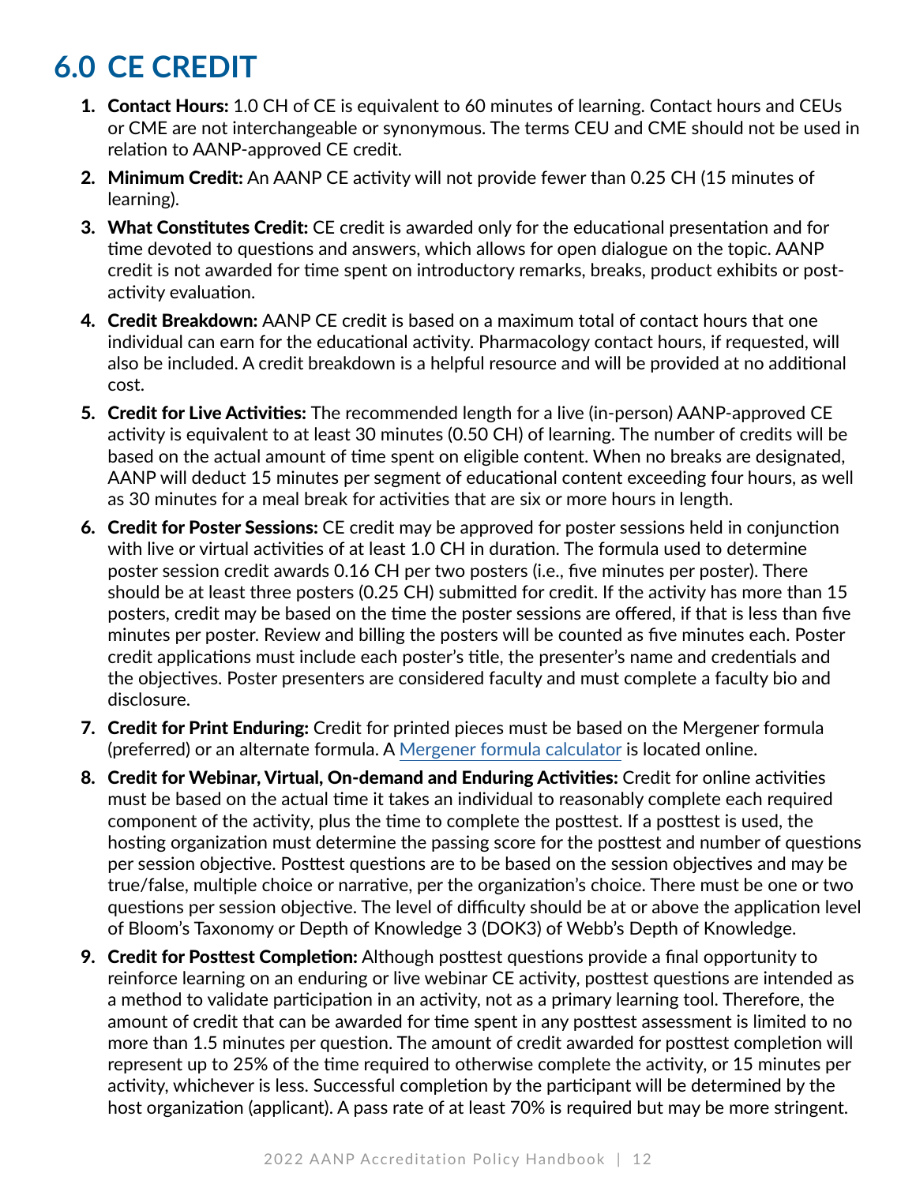# 6.0 CE CREDIT

1. **Contact Hours:** 1.0 CH of CE is equivalent to 60 minutes of learning. Contact hours and CEUs or CME are not interchangeable or synonymous. The terms CEU and CME should not be used in relation to AANP-approved CE credit.
2. **Minimum Credit:** An AANP CE activity will not provide fewer than 0.25 CH (15 minutes of learning).
3. **What Constitutes Credit:** CE credit is awarded only for the educational presentation and for time devoted to questions and answers, which allows for open dialogue on the topic. AANP credit is not awarded for time spent on introductory remarks, breaks, product exhibits or post-activity evaluation.
4. **Credit Breakdown:** AANP CE credit is based on a maximum total of contact hours that one individual can earn for the educational activity. Pharmacology contact hours, if requested, will also be included. A credit breakdown is a helpful resource and will be provided at no additional cost.
5. **Credit for Live Activities:** The recommended length for a live (in-person) AANP-approved CE activity is equivalent to at least 30 minutes (0.50 CH) of learning. The number of credits will be based on the actual amount of time spent on eligible content. When no breaks are designated, AANP will deduct 15 minutes per segment of educational content exceeding four hours, as well as 30 minutes for a meal break for activities that are six or more hours in length.
6. **Credit for Poster Sessions:** CE credit may be approved for poster sessions held in conjunction with live or virtual activities of at least 1.0 CH in duration. The formula used to determine poster session credit awards 0.16 CH per two posters (i.e., five minutes per poster). There should be at least three posters (0.25 CH) submitted for credit. If the activity has more than 15 posters, credit may be based on the time the poster sessions are offered, if that is less than five minutes per poster. Review and billing the posters will be counted as five minutes each. Poster credit applications must include each poster's title, the presenter's name and credentials and the objectives. Poster presenters are considered faculty and must complete a faculty bio and disclosure.
7. **Credit for Print Enduring:** Credit for printed pieces must be based on the Mergener formula (preferred) or an alternate formula. A Mergener formula calculator is located online.
8. **Credit for Webinar, Virtual, On-demand and Enduring Activities:** Credit for online activities must be based on the actual time it takes an individual to reasonably complete each required component of the activity, plus the time to complete the posttest. If a posttest is used, the hosting organization must determine the passing score for the posttest and number of questions per session objective. Posttest questions are to be based on the session objectives and may be true/false, multiple choice or narrative, per the organization's choice. There must be one or two questions per session objective. The level of difficulty should be at or above the application level of Bloom's Taxonomy or Depth of Knowledge 3 (DOK3) of Webb's Depth of Knowledge.
9. **Credit for Posttest Completion:** Although posttest questions provide a final opportunity to reinforce learning on an enduring or live webinar CE activity, posttest questions are intended as a method to validate participation in an activity, not as a primary learning tool. Therefore, the amount of credit that can be awarded for time spent in any posttest assessment is limited to no more than 1.5 minutes per question. The amount of credit awarded for posttest completion will represent up to 25% of the time required to otherwise complete the activity, or 15 minutes per activity, whichever is less. Successful completion by the participant will be determined by the host organization (applicant). A pass rate of at least 70% is required but may be more stringent.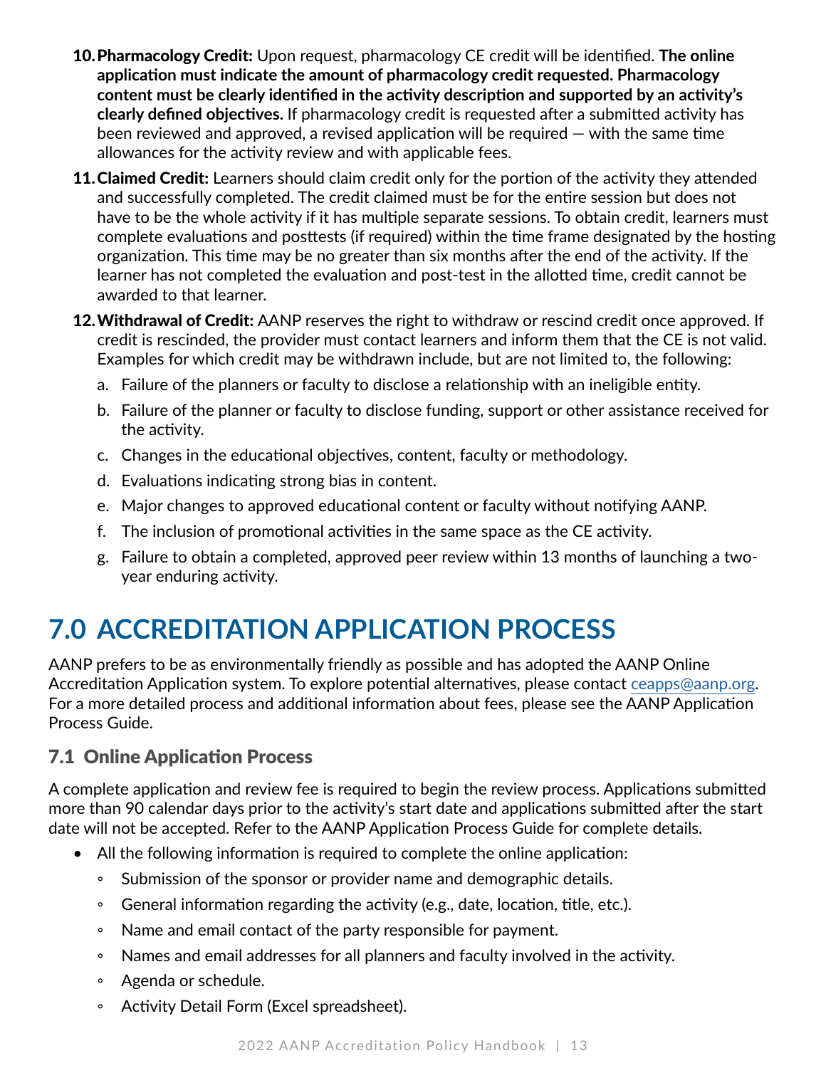10. **Pharmacology Credit:** Upon request, pharmacology CE credit will be identified. **The online application must indicate the amount of pharmacology credit requested. Pharmacology content must be clearly identified in the activity description and supported by an activity's clearly defined objectives.** If pharmacology credit is requested after a submitted activity has been reviewed and approved, a revised application will be required — with the same time allowances for the activity review and with applicable fees.
11. **Claimed Credit:** Learners should claim credit only for the portion of the activity they attended and successfully completed. The credit claimed must be for the entire session but does not have to be the whole activity if it has multiple separate sessions. To obtain credit, learners must complete evaluations and posttests (if required) within the time frame designated by the hosting organization. This time may be no greater than six months after the end of the activity. If the learner has not completed the evaluation and post-test in the allotted time, credit cannot be awarded to that learner.
12. **Withdrawal of Credit:** AANP reserves the right to withdraw or rescind credit once approved. If credit is rescinded, the provider must contact learners and inform them that the CE is not valid. Examples for which credit may be withdrawn include, but are not limited to, the following:
    a. Failure of the planners or faculty to disclose a relationship with an ineligible entity.
    b. Failure of the planner or faculty to disclose funding, support or other assistance received for the activity.
    c. Changes in the educational objectives, content, faculty or methodology.
    d. Evaluations indicating strong bias in content.
    e. Major changes to approved educational content or faculty without notifying AANP.
    f. The inclusion of promotional activities in the same space as the CE activity.
    g. Failure to obtain a completed, approved peer review within 13 months of launching a two-year enduring activity.

# 7.0 ACCREDITATION APPLICATION PROCESS

AANP prefers to be as environmentally friendly as possible and has adopted the AANP Online Accreditation Application system. To explore potential alternatives, please contact ceapps@aanp.org. For a more detailed process and additional information about fees, please see the AANP Application Process Guide.

## 7.1 Online Application Process

A complete application and review fee is required to begin the review process. Applications submitted more than 90 calendar days prior to the activity's start date and applications submitted after the start date will not be accepted. Refer to the AANP Application Process Guide for complete details.

- All the following information is required to complete the online application:
    - Submission of the sponsor or provider name and demographic details.
    - General information regarding the activity (e.g., date, location, title, etc.).
    - Name and email contact of the party responsible for payment.
    - Names and email addresses for all planners and faculty involved in the activity.
    - Agenda or schedule.
    - Activity Detail Form (Excel spreadsheet).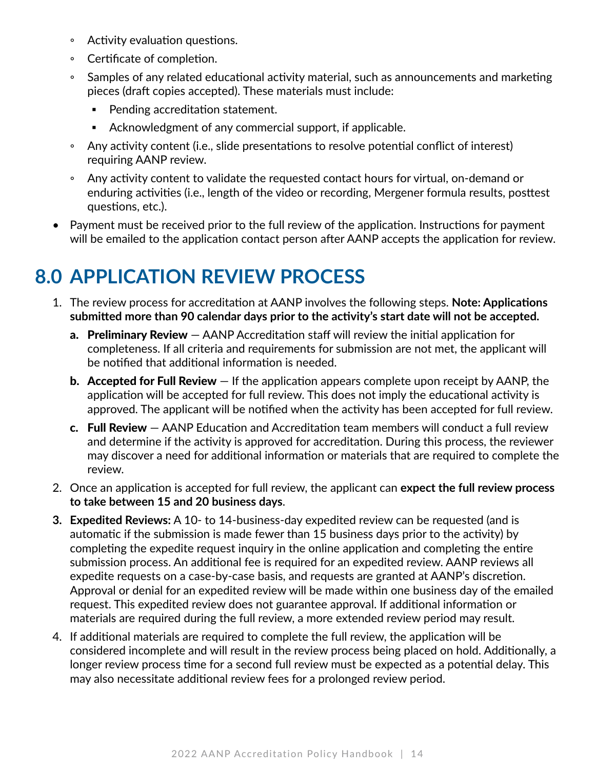- Activity evaluation questions.
  - Certificate of completion.
  - Samples of any related educational activity material, such as announcements and marketing pieces (draft copies accepted). These materials must include:
    - Pending accreditation statement.
    - Acknowledgment of any commercial support, if applicable.
  - Any activity content (i.e., slide presentations to resolve potential conflict of interest) requiring AANP review.
  - Any activity content to validate the requested contact hours for virtual, on-demand or enduring activities (i.e., length of the video or recording, Mergener formula results, posttest questions, etc.).
- Payment must be received prior to the full review of the application. Instructions for payment will be emailed to the application contact person after AANP accepts the application for review.

# 8.0 APPLICATION REVIEW PROCESS

1. The review process for accreditation at AANP involves the following steps. **Note: Applications submitted more than 90 calendar days prior to the activity's start date will not be accepted.**
   a. **Preliminary Review** — AANP Accreditation staff will review the initial application for completeness. If all criteria and requirements for submission are not met, the applicant will be notified that additional information is needed.
   b. **Accepted for Full Review** — If the application appears complete upon receipt by AANP, the application will be accepted for full review. This does not imply the educational activity is approved. The applicant will be notified when the activity has been accepted for full review.
   c. **Full Review** — AANP Education and Accreditation team members will conduct a full review and determine if the activity is approved for accreditation. During this process, the reviewer may discover a need for additional information or materials that are required to complete the review.
2. Once an application is accepted for full review, the applicant can **expect the full review process to take between 15 and 20 business days**.
3. **Expedited Reviews:** A 10- to 14-business-day expedited review can be requested (and is automatic if the submission is made fewer than 15 business days prior to the activity) by completing the expedite request inquiry in the online application and completing the entire submission process. An additional fee is required for an expedited review. AANP reviews all expedite requests on a case-by-case basis, and requests are granted at AANP's discretion. Approval or denial for an expedited review will be made within one business day of the emailed request. This expedited review does not guarantee approval. If additional information or materials are required during the full review, a more extended review period may result.
4. If additional materials are required to complete the full review, the application will be considered incomplete and will result in the review process being placed on hold. Additionally, a longer review process time for a second full review must be expected as a potential delay. This may also necessitate additional review fees for a prolonged review period.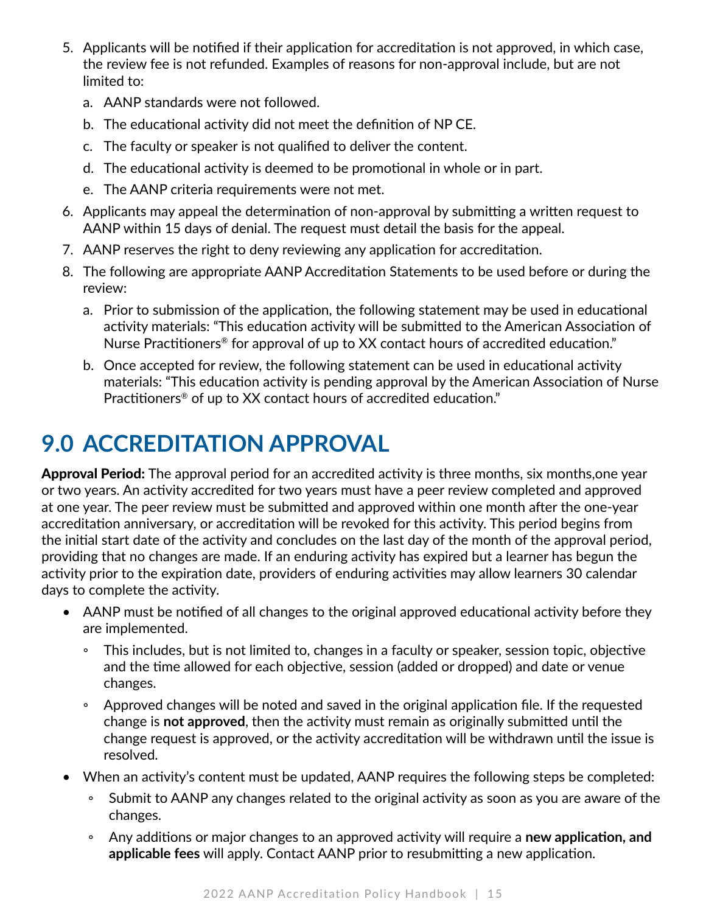5. Applicants will be notified if their application for accreditation is not approved, in which case, the review fee is not refunded. Examples of reasons for non-approval include, but are not limited to:
   a. AANP standards were not followed.
   b. The educational activity did not meet the definition of NP CE.
   c. The faculty or speaker is not qualified to deliver the content.
   d. The educational activity is deemed to be promotional in whole or in part.
   e. The AANP criteria requirements were not met.
6. Applicants may appeal the determination of non-approval by submitting a written request to AANP within 15 days of denial. The request must detail the basis for the appeal.
7. AANP reserves the right to deny reviewing any application for accreditation.
8. The following are appropriate AANP Accreditation Statements to be used before or during the review:
   a. Prior to submission of the application, the following statement may be used in educational activity materials: "This education activity will be submitted to the American Association of Nurse Practitioners® for approval of up to XX contact hours of accredited education."
   b. Once accepted for review, the following statement can be used in educational activity materials: "This education activity is pending approval by the American Association of Nurse Practitioners® of up to XX contact hours of accredited education."

# 9.0 ACCREDITATION APPROVAL

**Approval Period:** The approval period for an accredited activity is three months, six months,one year or two years. An activity accredited for two years must have a peer review completed and approved at one year. The peer review must be submitted and approved within one month after the one-year accreditation anniversary, or accreditation will be revoked for this activity. This period begins from the initial start date of the activity and concludes on the last day of the month of the approval period, providing that no changes are made. If an enduring activity has expired but a learner has begun the activity prior to the expiration date, providers of enduring activities may allow learners 30 calendar days to complete the activity.

- AANP must be notified of all changes to the original approved educational activity before they are implemented.
  - This includes, but is not limited to, changes in a faculty or speaker, session topic, objective and the time allowed for each objective, session (added or dropped) and date or venue changes.
  - Approved changes will be noted and saved in the original application file. If the requested change is **not approved**, then the activity must remain as originally submitted until the change request is approved, or the activity accreditation will be withdrawn until the issue is resolved.
- When an activity's content must be updated, AANP requires the following steps be completed:
  - Submit to AANP any changes related to the original activity as soon as you are aware of the changes.
  - Any additions or major changes to an approved activity will require a **new application, and applicable fees** will apply. Contact AANP prior to resubmitting a new application.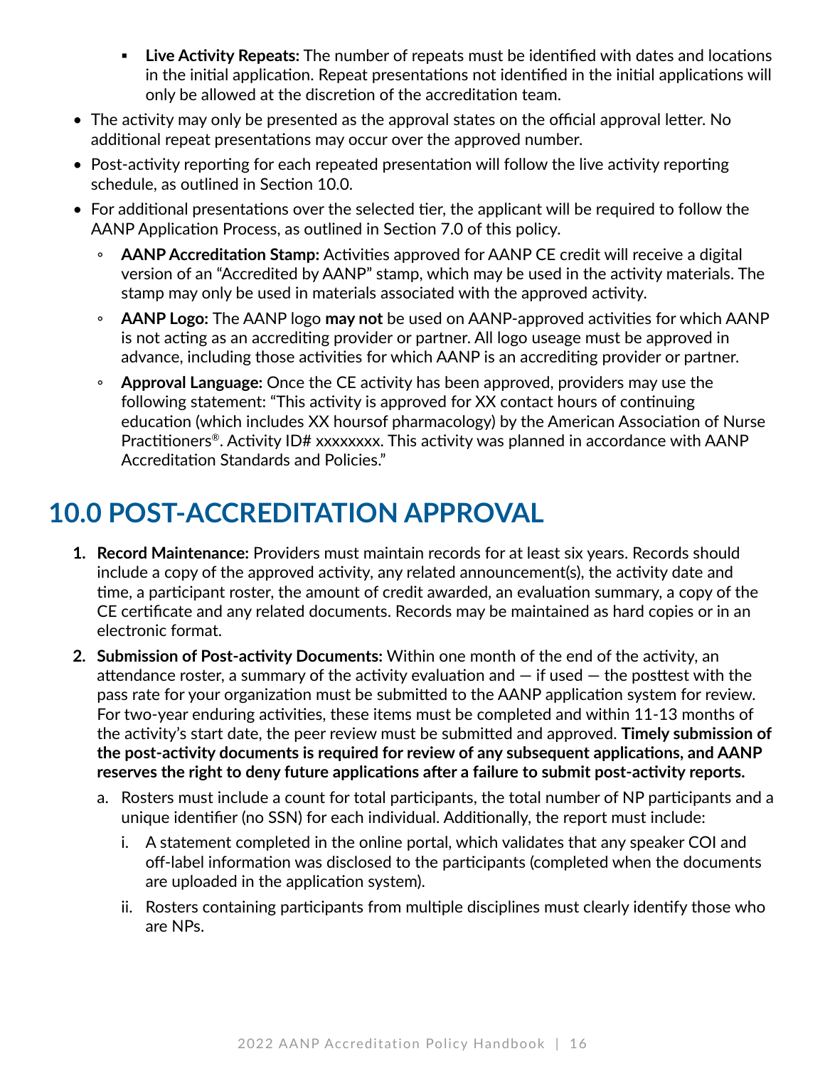- **Live Activity Repeats:** The number of repeats must be identified with dates and locations in the initial application. Repeat presentations not identified in the initial applications will only be allowed at the discretion of the accreditation team.
- The activity may only be presented as the approval states on the official approval letter. No additional repeat presentations may occur over the approved number.
- Post-activity reporting for each repeated presentation will follow the live activity reporting schedule, as outlined in Section 10.0.
- For additional presentations over the selected tier, the applicant will be required to follow the AANP Application Process, as outlined in Section 7.0 of this policy.
   - **AANP Accreditation Stamp:** Activities approved for AANP CE credit will receive a digital version of an "Accredited by AANP" stamp, which may be used in the activity materials. The stamp may only be used in materials associated with the approved activity.
   - **AANP Logo:** The AANP logo **may not** be used on AANP-approved activities for which AANP is not acting as an accrediting provider or partner. All logo useage must be approved in advance, including those activities for which AANP is an accrediting provider or partner.
   - **Approval Language:** Once the CE activity has been approved, providers may use the following statement: "This activity is approved for XX contact hours of continuing education (which includes XX hoursof pharmacology) by the American Association of Nurse Practitioners®. Activity ID# xxxxxxxx. This activity was planned in accordance with AANP Accreditation Standards and Policies."

# 10.0 POST-ACCREDITATION APPROVAL

1. **Record Maintenance:** Providers must maintain records for at least six years. Records should include a copy of the approved activity, any related announcement(s), the activity date and time, a participant roster, the amount of credit awarded, an evaluation summary, a copy of the CE certificate and any related documents. Records may be maintained as hard copies or in an electronic format.
2. **Submission of Post-activity Documents:** Within one month of the end of the activity, an attendance roster, a summary of the activity evaluation and — if used — the posttest with the pass rate for your organization must be submitted to the AANP application system for review. For two-year enduring activities, these items must be completed and within 11-13 months of the activity's start date, the peer review must be submitted and approved. **Timely submission of the post-activity documents is required for review of any subsequent applications, and AANP reserves the right to deny future applications after a failure to submit post-activity reports.**
   a. Rosters must include a count for total participants, the total number of NP participants and a unique identifier (no SSN) for each individual. Additionally, the report must include:
      i. A statement completed in the online portal, which validates that any speaker COI and off-label information was disclosed to the participants (completed when the documents are uploaded in the application system).
      ii. Rosters containing participants from multiple disciplines must clearly identify those who are NPs.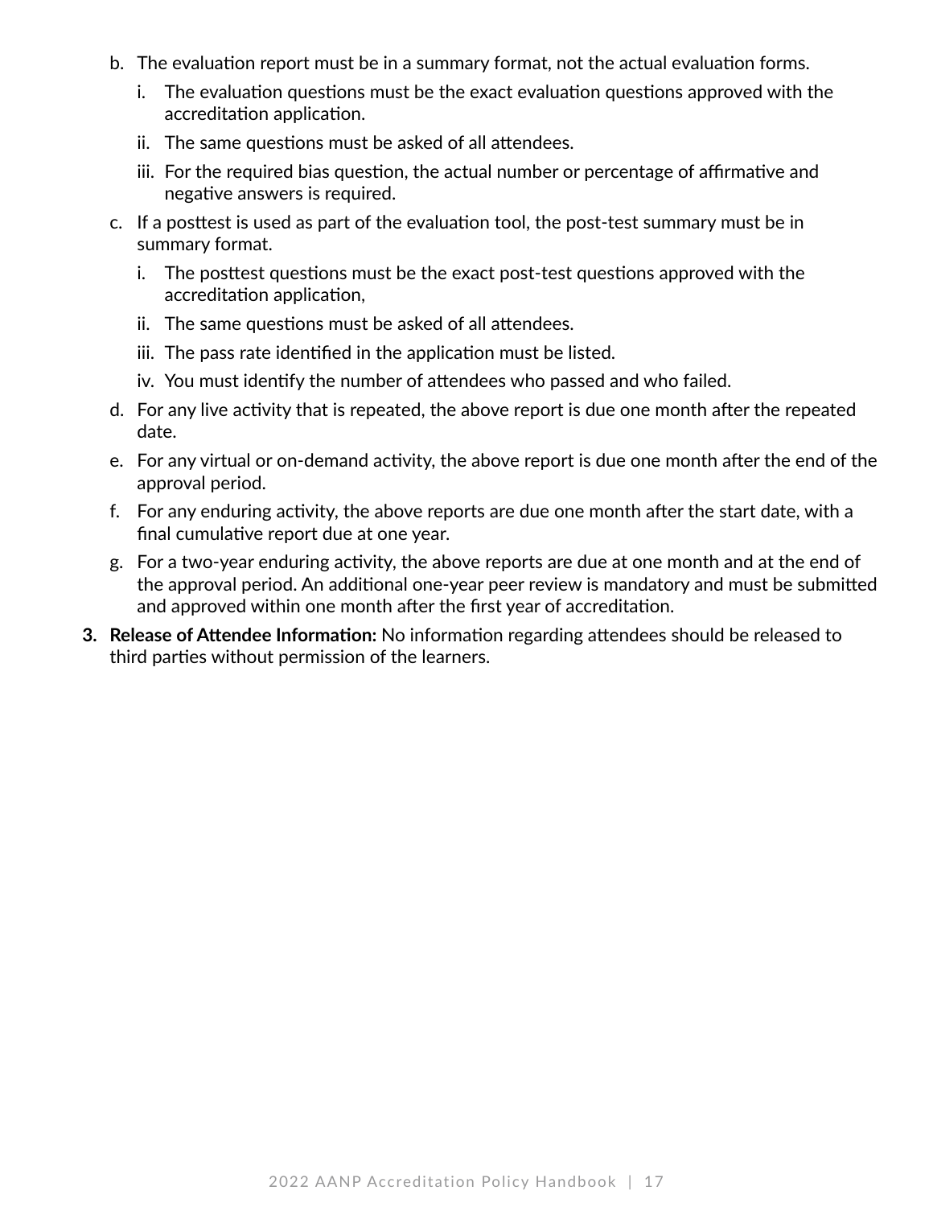b. The evaluation report must be in a summary format, not the actual evaluation forms.
   i. The evaluation questions must be the exact evaluation questions approved with the accreditation application.
   ii. The same questions must be asked of all attendees.
   iii. For the required bias question, the actual number or percentage of affirmative and negative answers is required.

c. If a posttest is used as part of the evaluation tool, the post-test summary must be in summary format.
   i. The posttest questions must be the exact post-test questions approved with the accreditation application,
   ii. The same questions must be asked of all attendees.
   iii. The pass rate identified in the application must be listed.
   iv. You must identify the number of attendees who passed and who failed.

d. For any live activity that is repeated, the above report is due one month after the repeated date.

e. For any virtual or on-demand activity, the above report is due one month after the end of the approval period.

f. For any enduring activity, the above reports are due one month after the start date, with a final cumulative report due at one year.

g. For a two-year enduring activity, the above reports are due at one month and at the end of the approval period. An additional one-year peer review is mandatory and must be submitted and approved within one month after the first year of accreditation.

3. **Release of Attendee Information:** No information regarding attendees should be released to third parties without permission of the learners.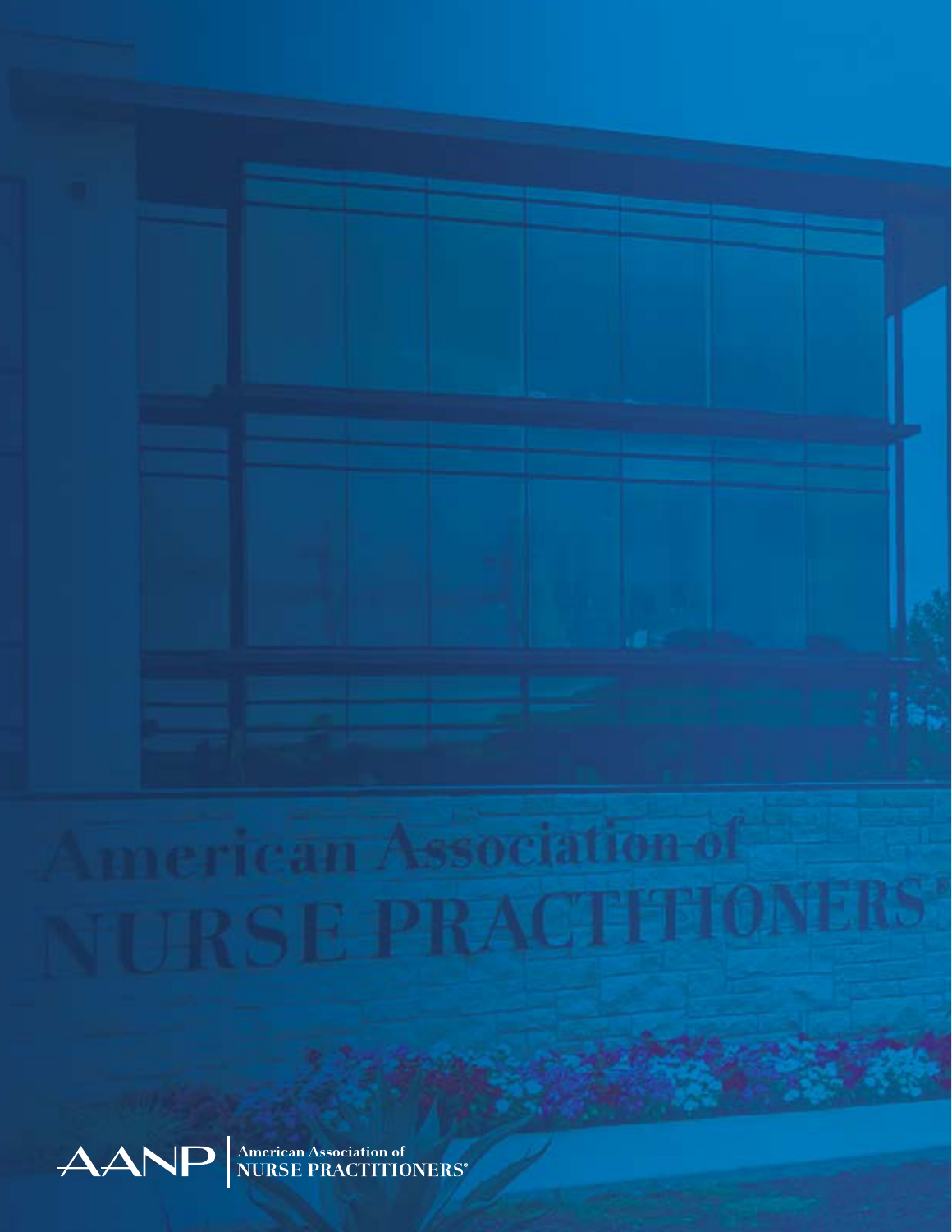AANP | American Association of NURSE PRACTITIONERS®